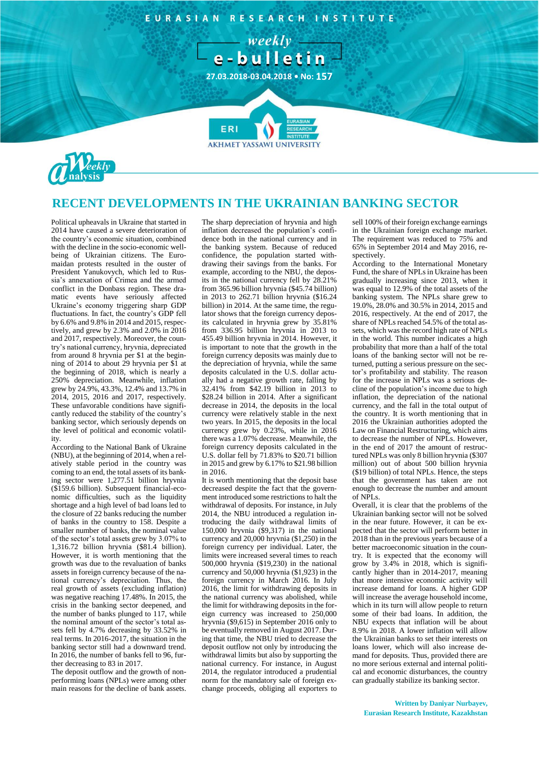EURASIAN RESEARCH INSTITUTE

*weekly*

**e-bulletin**

27.03.2018-03.04.2018 • No: 157

Weekly analysis

# RECENT DEVELOPMENTS IN THE UKRAINIAN BANKING SECTOR

Political upheavals in Ukraine that started in 2014 have caused a severe deterioration of the country's economic situation, combined with the decline in the socio-economic well-being of Ukrainian citizens. The Euromaidan protests resulted in the ouster of President Yanukovych, which led to Russia's annexation of Crimea and the armed conflict in the Donbass region. These dramatic events have seriously affected Ukraine's economy triggering sharp GDP fluctuations. In fact, the country's GDP fell by 6.6% and 9.8% in 2014 and 2015, respectively, and grew by 2.3% and 2.0% in 2016 and 2017, respectively. Moreover, the country's national currency, hryvnia, depreciated from around 8 hryvnia per $1 at the beginning of 2014 to about 29 hryvnia per $1 at the beginning of 2018, which is nearly a 250% depreciation. Meanwhile, inflation grew by 24.9%, 43.3%, 12.4% and 13.7% in 2014, 2015, 2016 and 2017, respectively. These unfavorable conditions have significantly reduced the stability of the country's banking sector, which seriously depends on the level of political and economic volatility.

According to the National Bank of Ukraine (NBU), at the beginning of 2014, when a relatively stable period in the country was coming to an end, the total assets of its banking sector were 1,277.51 billion hryvnia ($159.6 billion). Subsequent financial-economic difficulties, such as the liquidity shortage and a high level of bad loans led to the closure of 22 banks reducing the number of banks in the country to 158. Despite a smaller number of banks, the nominal value of the sector's total assets grew by 3.07% to 1,316.72 billion hryvnia ($81.4 billion). However, it is worth mentioning that the growth was due to the revaluation of banks assets in foreign currency because of the national currency's depreciation. Thus, the real growth of assets (excluding inflation) was negative reaching 17.48%. In 2015, the crisis in the banking sector deepened, and the number of banks plunged to 117, while the nominal amount of the sector's total assets fell by 4.7% decreasing by 33.52% in real terms. In 2016-2017, the situation in the banking sector still had a downward trend. In 2016, the number of banks fell to 96, further decreasing to 83 in 2017.

The deposit outflow and the growth of non-performing loans (NPLs) were among other main reasons for the decline in bank assets. The sharp depreciation of hryvnia and high inflation decreased the population's confidence both in the national currency and in the banking system. Because of reduced confidence, the population started withdrawing their savings from the banks. For example, according to the NBU, the deposits in the national currency fell by 28.21% from 365.96 billion hryvnia ($45.74 billion) in 2013 to 262.71 billion hryvnia ($16.24 billion) in 2014. At the same time, the regulator shows that the foreign currency deposits calculated in hryvnia grew by 35.81% from 336.95 billion hryvnia in 2013 to 455.49 billion hryvnia in 2014. However, it is important to note that the growth in the foreign currency deposits was mainly due to the depreciation of hryvnia, while the same deposits calculated in the U.S. dollar actually had a negative growth rate, falling by 32.41% from $42.19 billion in 2013 to $28.24 billion in 2014. After a significant decrease in 2014, the deposits in the local currency were relatively stable in the next two years. In 2015, the deposits in the local currency grew by 0.23%, while in 2016 there was a 1.07% decrease. Meanwhile, the foreign currency deposits calculated in the U.S. dollar fell by 71.83% to $20.71 billion in 2015 and grew by 6.17% to $21.98 billion in 2016.

It is worth mentioning that the deposit base decreased despite the fact that the government introduced some restrictions to halt the withdrawal of deposits. For instance, in July 2014, the NBU introduced a regulation introducing the daily withdrawal limits of 150,000 hryvnia ($9,317) in the national currency and 20,000 hryvnia ($1,250) in the foreign currency per individual. Later, the limits were increased several times to reach 500,000 hryvnia ($19,230) in the national currency and 50,000 hryvnia ($1,923) in the foreign currency in March 2016. In July 2016, the limit for withdrawing deposits in the national currency was abolished, while the limit for withdrawing deposits in the foreign currency was increased to 250,000 hryvnia ($9,615) in September 2016 only to be eventually removed in August 2017. During that time, the NBU tried to decrease the deposit outflow not only by introducing the withdrawal limits but also by supporting the national currency. For instance, in August 2014, the regulator introduced a prudential norm for the mandatory sale of foreign exchange proceeds, obliging all exporters to sell 100% of their foreign exchange earnings in the Ukrainian foreign exchange market. The requirement was reduced to 75% and 65% in September 2014 and May 2016, respectively.

According to the International Monetary Fund, the share of NPLs in Ukraine has been gradually increasing since 2013, when it was equal to 12.9% of the total assets of the banking system. The NPLs share grew to 19.0%, 28.0% and 30.5% in 2014, 2015 and 2016, respectively. At the end of 2017, the share of NPLs reached 54.5% of the total assets, which was the record high rate of NPLs in the world. This number indicates a high probability that more than a half of the total loans of the banking sector will not be returned, putting a serious pressure on the sector's profitability and stability. The reason for the increase in NPLs was a serious decline of the population's income due to high inflation, the depreciation of the national currency, and the fall in the total output of the country. It is worth mentioning that in 2016 the Ukrainian authorities adopted the Law on Financial Restructuring, which aims to decrease the number of NPLs. However, in the end of 2017 the amount of restructured NPLs was only 8 billion hryvnia ($307 million) out of about 500 billion hryvnia ($19 billion) of total NPLs. Hence, the steps that the government has taken are not enough to decrease the number and amount of NPLs.

Overall, it is clear that the problems of the Ukrainian banking sector will not be solved in the near future. However, it can be expected that the sector will perform better in 2018 than in the previous years because of a better macroeconomic situation in the country. It is expected that the economy will grow by 3.4% in 2018, which is significantly higher than in 2014-2017, meaning that more intensive economic activity will increase demand for loans. A higher GDP will increase the average household income, which in its turn will allow people to return some of their bad loans. In addition, the NBU expects that inflation will be about 8.9% in 2018. A lower inflation will allow the Ukrainian banks to set their interests on loans lower, which will also increase demand for deposits. Thus, provided there are no more serious external and internal political and economic disturbances, the country can gradually stabilize its banking sector.

**Written by Daniyar Nurbayev, Eurasian Research Institute, Kazakhstan**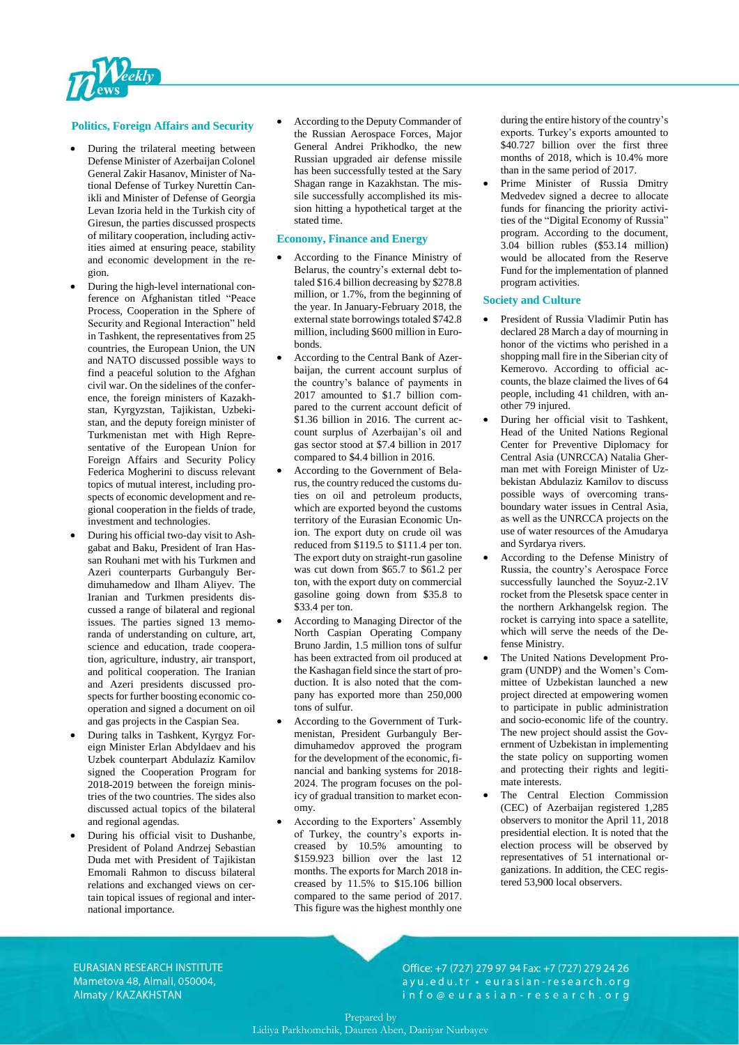## Politics, Foreign Affairs and Security

- During the trilateral meeting between Defense Minister of Azerbaijan Colonel General Zakir Hasanov, Minister of National Defense of Turkey Nurettin Canikli and Minister of Defense of Georgia Levan Izoria held in the Turkish city of Giresun, the parties discussed prospects of military cooperation, including activities aimed at ensuring peace, stability and economic development in the region.
- During the high-level international conference on Afghanistan titled "Peace Process, Cooperation in the Sphere of Security and Regional Interaction" held in Tashkent, the representatives from 25 countries, the European Union, the UN and NATO discussed possible ways to find a peaceful solution to the Afghan civil war. On the sidelines of the conference, the foreign ministers of Kazakhstan, Kyrgyzstan, Tajikistan, Uzbekistan, and the deputy foreign minister of Turkmenistan met with High Representative of the European Union for Foreign Affairs and Security Policy Federica Mogherini to discuss relevant topics of mutual interest, including prospects of economic development and regional cooperation in the fields of trade, investment and technologies.
- During his official two-day visit to Ashgabat and Baku, President of Iran Hassan Rouhani met with his Turkmen and Azeri counterparts Gurbanguly Berdimuhamedow and Ilham Aliyev. The Iranian and Turkmen presidents discussed a range of bilateral and regional issues. The parties signed 13 memoranda of understanding on culture, art, science and education, trade cooperation, agriculture, industry, air transport, and political cooperation. The Iranian and Azeri presidents discussed prospects for further boosting economic cooperation and signed a document on oil and gas projects in the Caspian Sea.
- During talks in Tashkent, Kyrgyz Foreign Minister Erlan Abdyldaev and his Uzbek counterpart Abdulaziz Kamilov signed the Cooperation Program for 2018-2019 between the foreign ministries of the two countries. The sides also discussed actual topics of the bilateral and regional agendas.
- During his official visit to Dushanbe, President of Poland Andrzej Sebastian Duda met with President of Tajikistan Emomali Rahmon to discuss bilateral relations and exchanged views on certain topical issues of regional and international importance.
- According to the Deputy Commander of the Russian Aerospace Forces, Major General Andrei Prikhodko, the new Russian upgraded air defense missile has been successfully tested at the Sary Shagan range in Kazakhstan. The missile successfully accomplished its mission hitting a hypothetical target at the stated time.

## Economy, Finance and Energy

- According to the Finance Ministry of Belarus, the country's external debt totaled $16.4 billion decreasing by $278.8 million, or 1.7%, from the beginning of the year. In January-February 2018, the external state borrowings totaled $742.8 million, including $600 million in Eurobonds.
- According to the Central Bank of Azerbaijan, the current account surplus of the country's balance of payments in 2017 amounted to $1.7 billion compared to the current account deficit of $1.36 billion in 2016. The current account surplus of Azerbaijan's oil and gas sector stood at $7.4 billion in 2017 compared to $4.4 billion in 2016.
- According to the Government of Belarus, the country reduced the customs duties on oil and petroleum products, which are exported beyond the customs territory of the Eurasian Economic Union. The export duty on crude oil was reduced from $119.5 to $111.4 per ton. The export duty on straight-run gasoline was cut down from $65.7 to $61.2 per ton, with the export duty on commercial gasoline going down from $35.8 to $33.4 per ton.
- According to Managing Director of the North Caspian Operating Company Bruno Jardin, 1.5 million tons of sulfur has been extracted from oil produced at the Kashagan field since the start of production. It is also noted that the company has exported more than 250,000 tons of sulfur.
- According to the Government of Turkmenistan, President Gurbanguly Berdimuhamedov approved the program for the development of the economic, financial and banking systems for 2018-2024. The program focuses on the policy of gradual transition to market economy.
- According to the Exporters' Assembly of Turkey, the country's exports increased by 10.5% amounting to $159.923 billion over the last 12 months. The exports for March 2018 increased by 11.5% to $15.106 billion compared to the same period of 2017. This figure was the highest monthly one during the entire history of the country's exports. Turkey's exports amounted to $40.727 billion over the first three months of 2018, which is 10.4% more than in the same period of 2017.
- Prime Minister of Russia Dmitry Medvedev signed a decree to allocate funds for financing the priority activities of the "Digital Economy of Russia" program. According to the document, 3.04 billion rubles ($53.14 million) would be allocated from the Reserve Fund for the implementation of planned program activities.

## Society and Culture

- President of Russia Vladimir Putin has declared 28 March a day of mourning in honor of the victims who perished in a shopping mall fire in the Siberian city of Kemerovo. According to official accounts, the blaze claimed the lives of 64 people, including 41 children, with another 79 injured.
- During her official visit to Tashkent, Head of the United Nations Regional Center for Preventive Diplomacy for Central Asia (UNRCCA) Natalia Gherman met with Foreign Minister of Uzbekistan Abdulaziz Kamilov to discuss possible ways of overcoming transboundary water issues in Central Asia, as well as the UNRCCA projects on the use of water resources of the Amudarya and Syrdarya rivers.
- According to the Defense Ministry of Russia, the country's Aerospace Force successfully launched the Soyuz-2.1V rocket from the Plesetsk space center in the northern Arkhangelsk region. The rocket is carrying into space a satellite, which will serve the needs of the Defense Ministry.
- The United Nations Development Program (UNDP) and the Women's Committee of Uzbekistan launched a new project directed at empowering women to participate in public administration and socio-economic life of the country. The new project should assist the Government of Uzbekistan in implementing the state policy on supporting women and protecting their rights and legitimate interests.
- The Central Election Commission (CEC) of Azerbaijan registered 1,285 observers to monitor the April 11, 2018 presidential election. It is noted that the election process will be observed by representatives of 51 international organizations. In addition, the CEC registered 53,900 local observers.

EURASIAN RESEARCH INSTITUTE
Mametova 48, Almali, 050004,
Almaty / KAZAKHSTAN

Office: +7 (727) 279 97 94 Fax: +7 (727) 279 24 26
ayu.edu.tr • eurasian-research.org
info@eurasian-research.org

Prepared by
Lidiya Parkhomchik, Dauren Aben, Daniyar Nurbayev